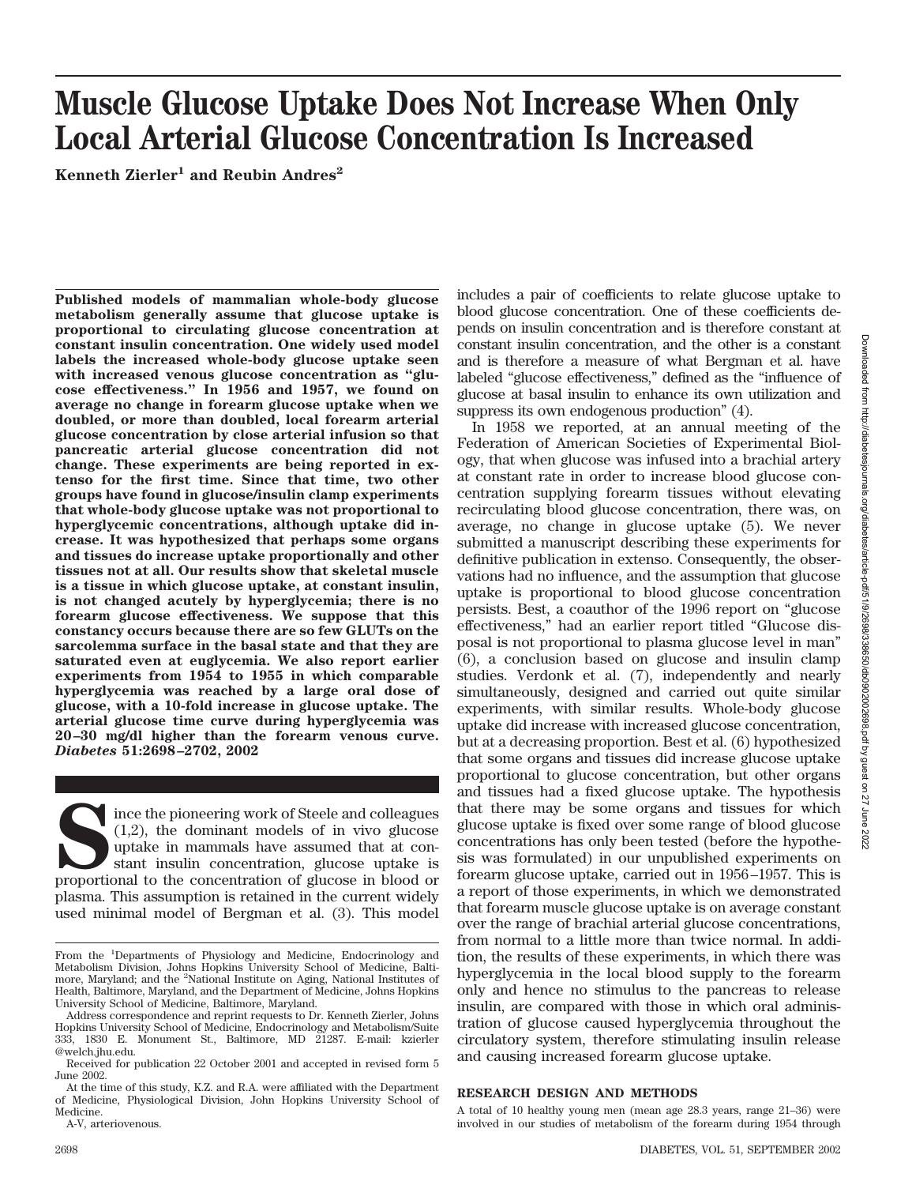# Muscle Glucose Uptake Does Not Increase When Only Local Arterial Glucose Concentration Is Increased

**Kenneth Zierler[1] and Reubin Andres[2]**

**Published models of mammalian whole-body glucose metabolism generally assume that glucose uptake is proportional to circulating glucose concentration at constant insulin concentration. One widely used model labels the increased whole-body glucose uptake seen with increased venous glucose concentration as "glucose effectiveness." In 1956 and 1957, we found on average no change in forearm glucose uptake when we doubled, or more than doubled, local forearm arterial glucose concentration by close arterial infusion so that pancreatic arterial glucose concentration did not change. These experiments are being reported in extenso for the first time. Since that time, two other groups have found in glucose/insulin clamp experiments that whole-body glucose uptake was not proportional to hyperglycemic concentrations, although uptake did increase. It was hypothesized that perhaps some organs and tissues do increase uptake proportionally and other tissues not at all. Our results show that skeletal muscle is a tissue in which glucose uptake, at constant insulin, is not changed acutely by hyperglycemia; there is no forearm glucose effectiveness. We suppose that this constancy occurs because there are so few GLUTs on the sarcolemma surface in the basal state and that they are saturated even at euglycemia. We also report earlier experiments from 1954 to 1955 in which comparable hyperglycemia was reached by a large oral dose of glucose, with a 10-fold increase in glucose uptake. The arterial glucose time curve during hyperglycemia was 20–30 mg/dl higher than the forearm venous curve. *Diabetes* 51:2698–2702, 2002**

Since the pioneering work of Steele and colleagues (1,2), the dominant models of in vivo glucose uptake in mammals have assumed that at constant insulin concentration, glucose uptake is proportional to the concentration of glucose in blood or plasma. This assumption is retained in the current widely used minimal model of Bergman et al. (3). This model includes a pair of coefficients to relate glucose uptake to blood glucose concentration. One of these coefficients depends on insulin concentration and is therefore constant at constant insulin concentration, and the other is a constant and is therefore a measure of what Bergman et al. have labeled "glucose effectiveness," defined as the "influence of glucose at basal insulin to enhance its own utilization and suppress its own endogenous production" (4).

In 1958 we reported, at an annual meeting of the Federation of American Societies of Experimental Biology, that when glucose was infused into a brachial artery at constant rate in order to increase blood glucose concentration supplying forearm tissues without elevating recirculating blood glucose concentration, there was, on average, no change in glucose uptake (5). We never submitted a manuscript describing these experiments for definitive publication in extenso. Consequently, the observations had no influence, and the assumption that glucose uptake is proportional to blood glucose concentration persists. Best, a coauthor of the 1996 report on "glucose effectiveness," had an earlier report titled "Glucose disposal is not proportional to plasma glucose level in man" (6), a conclusion based on glucose and insulin clamp studies. Verdonk et al. (7), independently and nearly simultaneously, designed and carried out quite similar experiments, with similar results. Whole-body glucose uptake did increase with increased glucose concentration, but at a decreasing proportion. Best et al. (6) hypothesized that some organs and tissues did increase glucose uptake proportional to glucose concentration, but other organs and tissues had a fixed glucose uptake. The hypothesis that there may be some organs and tissues for which glucose uptake is fixed over some range of blood glucose concentrations has only been tested (before the hypothesis was formulated) in our unpublished experiments on forearm glucose uptake, carried out in 1956–1957. This is a report of those experiments, in which we demonstrated that forearm muscle glucose uptake is on average constant over the range of brachial arterial glucose concentrations, from normal to a little more than twice normal. In addition, the results of these experiments, in which there was hyperglycemia in the local blood supply to the forearm only and hence no stimulus to the pancreas to release insulin, are compared with those in which oral administration of glucose caused hyperglycemia throughout the circulatory system, therefore stimulating insulin release and causing increased forearm glucose uptake.

## RESEARCH DESIGN AND METHODS

A total of 10 healthy young men (mean age 28.3 years, range 21–36) were involved in our studies of metabolism of the forearm during 1954 through

---

From the [1]Departments of Physiology and Medicine, Endocrinology and Metabolism Division, Johns Hopkins University School of Medicine, Baltimore, Maryland; and the [2]National Institute on Aging, National Institutes of Health, Baltimore, Maryland, and the Department of Medicine, Johns Hopkins University School of Medicine, Baltimore, Maryland.

Address correspondence and reprint requests to Dr. Kenneth Zierler, Johns Hopkins University School of Medicine, Endocrinology and Metabolism/Suite 333, 1830 E. Monument St., Baltimore, MD 21287. E-mail: kzierler@welch.jhu.edu.

Received for publication 22 October 2001 and accepted in revised form 5 June 2002.

At the time of this study, K.Z. and R.A. were affiliated with the Department of Medicine, Physiological Division, John Hopkins University School of Medicine.

A-V, arteriovenous.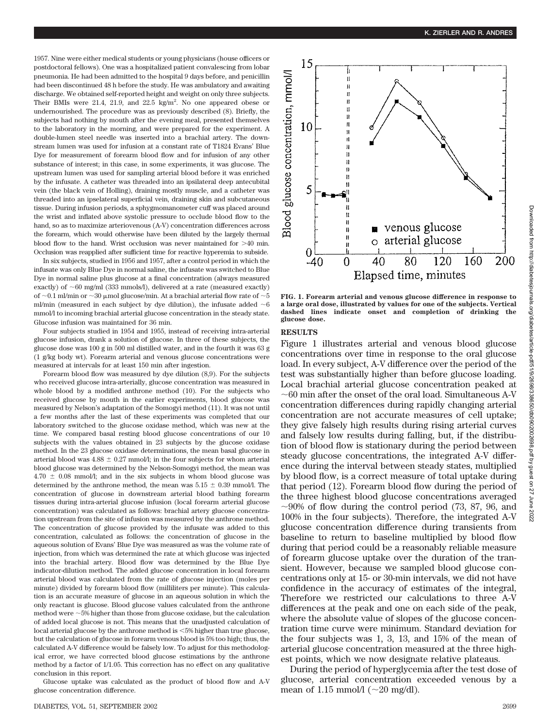1957. Nine were either medical students or young physicians (house officers or postdoctoral fellows). One was a hospitalized patient convalescing from lobar pneumonia. He had been admitted to the hospital 9 days before, and penicillin had been discontinued 48 h before the study. He was ambulatory and awaiting discharge. We obtained self-reported height and weight on only three subjects. Their BMIs were 21.4, 21.9, and 22.5 kg/m$^2$. No one appeared obese or undernourished. The procedure was as previously described (8). Briefly, the subjects had nothing by mouth after the evening meal, presented themselves to the laboratory in the morning, and were prepared for the experiment. A double-lumen steel needle was inserted into a brachial artery. The downstream lumen was used for infusion at a constant rate of T1824 Evans' Blue Dye for measurement of forearm blood flow and for infusion of any other substance of interest; in this case, in some experiments, it was glucose. The upstream lumen was used for sampling arterial blood before it was enriched by the infusate. A catheter was threaded into an ipsilateral deep antecubital vein (the black vein of Holling), draining mostly muscle, and a catheter was threaded into an ipselateral superficial vein, draining skin and subcutaneous tissue. During infusion periods, a sphygmomanometer cuff was placed around the wrist and inflated above systolic pressure to occlude blood flow to the hand, so as to maximize arteriovenous (A-V) concentration differences across the forearm, which would otherwise have been diluted by the largely thermal blood flow to the hand. Wrist occlusion was never maintained for >40 min. Occlusion was reapplied after sufficient time for reactive hyperemia to subside.

In six subjects, studied in 1956 and 1957, after a control period in which the infusate was only Blue Dye in normal saline, the infusate was switched to Blue Dye in normal saline plus glucose at a final concentration (always measured exactly) of ~60 mg/ml (333 mmols/l), delivered at a rate (measured exactly) of ~0.1 ml/min or ~30 μmol glucose/min. At a brachial arterial flow rate of ~5 ml/min (measured in each subject by dye dilution), the infusate added ~6 mmol/l to incoming brachial arterial glucose concentration in the steady state. Glucose infusion was maintained for 36 min.

Four subjects studied in 1954 and 1955, instead of receiving intra-arterial glucose infusion, drank a solution of glucose. In three of these subjects, the glucose dose was 100 g in 500 ml distilled water, and in the fourth it was 63 g (1 g/kg body wt). Forearm arterial and venous glucose concentrations were measured at intervals for at least 150 min after ingestion.

Forearm blood flow was measured by dye dilution (8,9). For the subjects who received glucose intra-arterially, glucose concentration was measured in whole blood by a modified anthrone method (10). For the subjects who received glucose by mouth in the earlier experiments, blood glucose was measured by Nelson's adaptation of the Somogyi method (11). It was not until a few months after the last of these experiments was completed that our laboratory switched to the glucose oxidase method, which was new at the time. We compared basal resting blood glucose concentrations of our 10 subjects with the values obtained in 23 subjects by the glucose oxidase method. In the 23 glucose oxidase determinations, the mean basal glucose in arterial blood was 4.88 ± 0.27 mmol/l; in the four subjects for whom arterial blood glucose was determined by the Nelson-Somogyi method, the mean was 4.70 ± 0.08 mmol/l; and in the six subjects in whom blood glucose was determined by the anthrone method, the mean was 5.15 ± 0.39 mmol/l. The concentration of glucose in downstream arterial blood bathing forearm tissues during intra-arterial glucose infusion (local forearm arterial glucose concentration) was calculated as follows: brachial artery glucose concentration upstream from the site of infusion was measured by the anthrone method. The concentration of glucose provided by the infusate was added to this concentration, calculated as follows: the concentration of glucose in the aqueous solution of Evans' Blue Dye was measured as was the volume rate of injection, from which was determined the rate at which glucose was injected into the brachial artery. Blood flow was determined by the Blue Dye indicator-dilution method. The added glucose concentration in local forearm arterial blood was calculated from the rate of glucose injection (moles per minute) divided by forearm blood flow (milliliters per minute). This calculation is an accurate measure of glucose in an aqueous solution in which the only reactant is glucose. Blood glucose values calculated from the anthrone method were ~5% higher than those from glucose oxidase, but the calculation of added local glucose is not. This means that the unadjusted calculation of local arterial glucose by the anthrone method is <5% higher than true glucose, but the calculation of glucose in forearm venous blood is 5% too high; thus, the calculated A-V difference would be falsely low. To adjust for this methodological error, we have corrected blood glucose estimations by the anthrone method by a factor of 1/1.05. This correction has no effect on any qualitative conclusion in this report.

Glucose uptake was calculated as the product of blood flow and A-V glucose concentration difference.

**FIG. 1. Forearm arterial and venous glucose difference in response to a large oral dose, illustrated by values for one of the subjects. Vertical dashed lines indicate onset and completion of drinking the glucose dose.**

## RESULTS

Figure 1 illustrates arterial and venous blood glucose concentrations over time in response to the oral glucose load. In every subject, A-V difference over the period of the test was substantially higher than before glucose loading. Local brachial arterial glucose concentration peaked at ~60 min after the onset of the oral load. Simultaneous A-V concentration differences during rapidly changing arterial concentration are not accurate measures of cell uptake; they give falsely high results during rising arterial curves and falsely low results during falling, but, if the distribution of blood flow is stationary during the period between steady glucose concentrations, the integrated A-V difference during the interval between steady states, multiplied by blood flow, is a correct measure of total uptake during that period (12). Forearm blood flow during the period of the three highest blood glucose concentrations averaged ~90% of flow during the control period (73, 87, 96, and 100% in the four subjects). Therefore, the integrated A-V glucose concentration difference during transients from baseline to return to baseline multiplied by blood flow during that period could be a reasonably reliable measure of forearm glucose uptake over the duration of the transient. However, because we sampled blood glucose concentrations only at 15- or 30-min intervals, we did not have confidence in the accuracy of estimates of the integral, Therefore we restricted our calculations to three A-V differences at the peak and one on each side of the peak, where the absolute value of slopes of the glucose concentration time curve were minimum. Standard deviation for the four subjects was 1, 3, 13, and 15% of the mean of arterial glucose concentration measured at the three highest points, which we now designate relative plateaus.

During the period of hyperglycemia after the test dose of glucose, arterial concentration exceeded venous by a mean of 1.15 mmol/l (~20 mg/dl).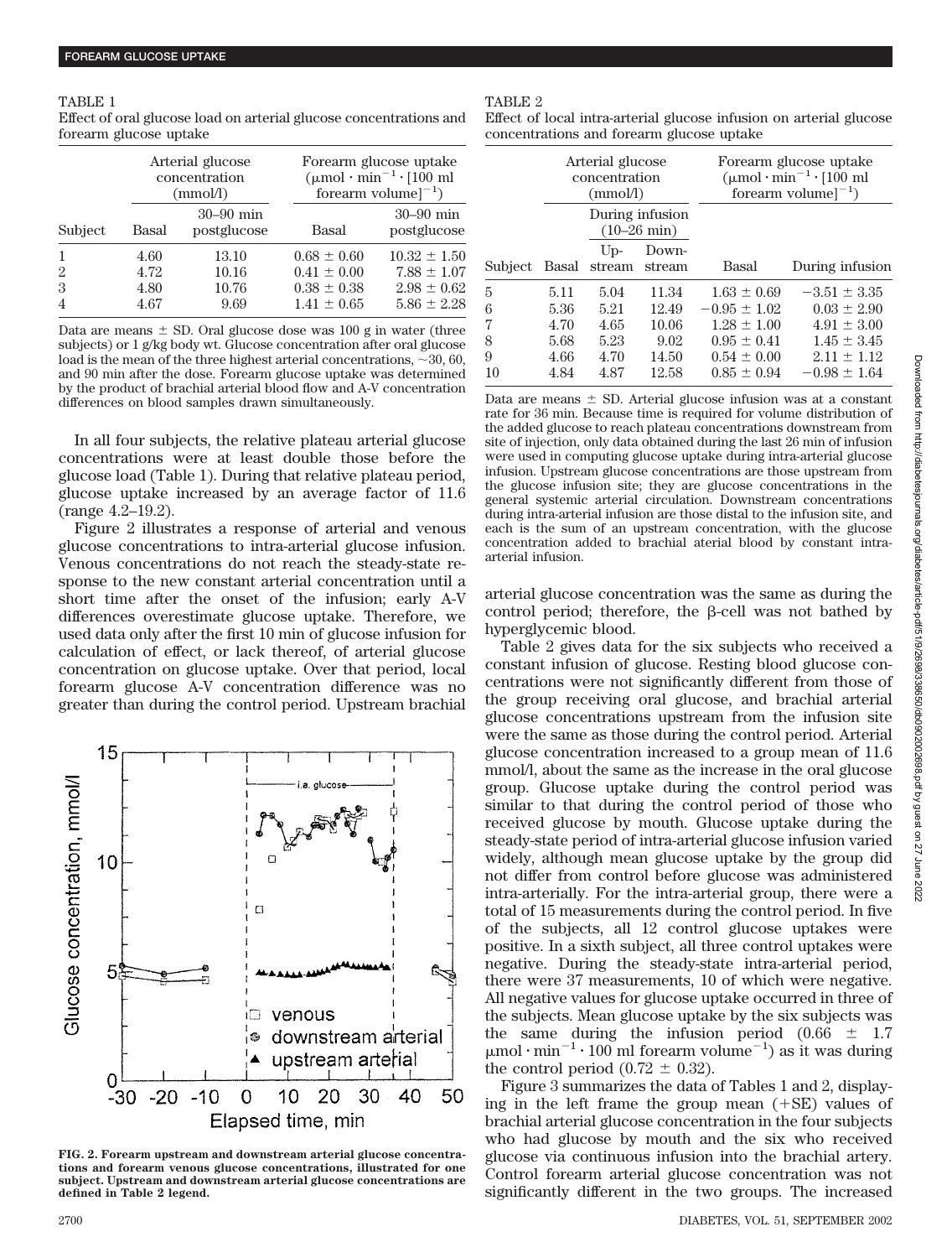TABLE 1
Effect of oral glucose load on arterial glucose concentrations and forearm glucose uptake

| Subject | Arterial glucose concentration (mmol/l) | | Forearm glucose uptake ($\mu$mol · min$^{-1}$ · [100 ml forearm volume]$^{-1}$) | |
|---|---|---|---|---|
| | Basal | 30–90 min postglucose | Basal | 30–90 min postglucose |
| 1 | 4.60 | 13.10 | 0.68 ± 0.60 | 10.32 ± 1.50 |
| 2 | 4.72 | 10.16 | 0.41 ± 0.00 | 7.88 ± 1.07 |
| 3 | 4.80 | 10.76 | 0.38 ± 0.38 | 2.98 ± 0.62 |
| 4 | 4.67 | 9.69 | 1.41 ± 0.65 | 5.86 ± 2.28 |

Data are means ± SD. Oral glucose dose was 100 g in water (three subjects) or 1 g/kg body wt. Glucose concentration after oral glucose load is the mean of the three highest arterial concentrations, ~30, 60, and 90 min after the dose. Forearm glucose uptake was determined by the product of brachial arterial blood flow and A-V concentration differences on blood samples drawn simultaneously.

In all four subjects, the relative plateau arterial glucose concentrations were at least double those before the glucose load (Table 1). During that relative plateau period, glucose uptake increased by an average factor of 11.6 (range 4.2–19.2).

Figure 2 illustrates a response of arterial and venous glucose concentrations to intra-arterial glucose infusion. Venous concentrations do not reach the steady-state response to the new constant arterial concentration until a short time after the onset of the infusion; early A-V differences overestimate glucose uptake. Therefore, we used data only after the first 10 min of glucose infusion for calculation of effect, or lack thereof, of arterial glucose concentration on glucose uptake. Over that period, local forearm glucose A-V concentration difference was no greater than during the control period. Upstream brachial arterial glucose concentration was the same as during the control period; therefore, the β-cell was not bathed by hyperglycemic blood.

FIG. 2. Forearm upstream and downstream arterial glucose concentrations and forearm venous glucose concentrations, illustrated for one subject. Upstream and downstream arterial glucose concentrations are defined in Table 2 legend.

TABLE 2
Effect of local intra-arterial glucose infusion on arterial glucose concentrations and forearm glucose uptake

| Subject | Arterial glucose concentration (mmol/l) | | | Forearm glucose uptake ($\mu$mol · min$^{-1}$ · [100 ml forearm volume]$^{-1}$) | |
|---|---|---|---|---|---|
| | | During infusion (10–26 min) | | | |
| | Basal | Up-stream | Down-stream | Basal | During infusion |
| 5 | 5.11 | 5.04 | 11.34 | 1.63 ± 0.69 | −3.51 ± 3.35 |
| 6 | 5.36 | 5.21 | 12.49 | −0.95 ± 1.02 | 0.03 ± 2.90 |
| 7 | 4.70 | 4.65 | 10.06 | 1.28 ± 1.00 | 4.91 ± 3.00 |
| 8 | 5.68 | 5.23 | 9.02 | 0.95 ± 0.41 | 1.45 ± 3.45 |
| 9 | 4.66 | 4.70 | 14.50 | 0.54 ± 0.00 | 2.11 ± 1.12 |
| 10 | 4.84 | 4.87 | 12.58 | 0.85 ± 0.94 | −0.98 ± 1.64 |

Data are means ± SD. Arterial glucose infusion was at a constant rate for 36 min. Because time is required for volume distribution of the added glucose to reach plateau concentrations downstream from site of injection, only data obtained during the last 26 min of infusion were used in computing glucose uptake during intra-arterial glucose infusion. Upstream glucose concentrations are those upstream from the glucose infusion site; they are glucose concentrations in the general systemic arterial circulation. Downstream concentrations during intra-arterial infusion are those distal to the infusion site, and each is the sum of an upstream concentration, with the glucose concentration added to brachial aterial blood by constant intra-arterial infusion.

Table 2 gives data for the six subjects who received a constant infusion of glucose. Resting blood glucose concentrations were not significantly different from those of the group receiving oral glucose, and brachial arterial glucose concentrations upstream from the infusion site were the same as those during the control period. Arterial glucose concentration increased to a group mean of 11.6 mmol/l, about the same as the increase in the oral glucose group. Glucose uptake during the control period was similar to that during the control period of those who received glucose by mouth. Glucose uptake during the steady-state period of intra-arterial glucose infusion varied widely, although mean glucose uptake by the group did not differ from control before glucose was administered intra-arterially. For the intra-arterial group, there were a total of 15 measurements during the control period. In five of the subjects, all 12 control glucose uptakes were positive. In a sixth subject, all three control uptakes were negative. During the steady-state intra-arterial period, there were 37 measurements, 10 of which were negative. All negative values for glucose uptake occurred in three of the subjects. Mean glucose uptake by the six subjects was the same during the infusion period (0.66 ± 1.7 $\mu$mol · min$^{-1}$ · 100 ml forearm volume$^{-1}$) as it was during the control period (0.72 ± 0.32).

Figure 3 summarizes the data of Tables 1 and 2, displaying in the left frame the group mean (+SE) values of brachial arterial glucose concentration in the four subjects who had glucose by mouth and the six who received glucose via continuous infusion into the brachial artery. Control forearm arterial glucose concentration was not significantly different in the two groups. The increased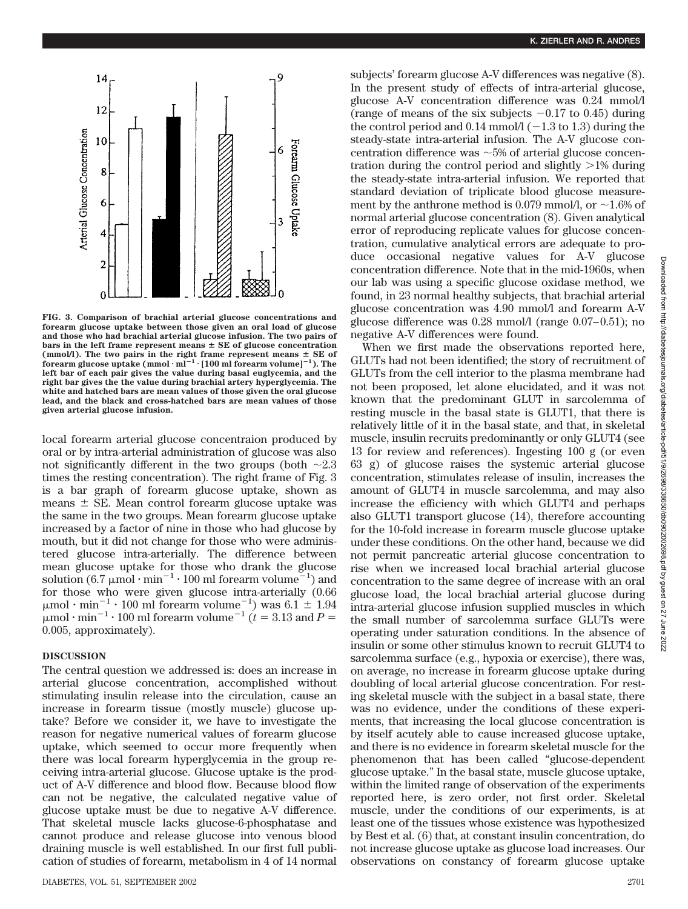**FIG. 3. Comparison of brachial arterial glucose concentrations and forearm glucose uptake between those given an oral load of glucose and those who had brachial arterial glucose infusion. The two pairs of bars in the left frame represent means ± SE of glucose concentration (mmol/l). The two pairs in the right frame represent means ± SE of forearm glucose uptake (mmol · ml$^{-1}$ · [100 ml forearm volume]$^{-1}$). The left bar of each pair gives the value during basal euglycemia, and the right bar gives the the value during brachial artery hyperglycemia. The white and hatched bars are mean values of those given the oral glucose lead, and the black and cross-hatched bars are mean values of those given arterial glucose infusion.**

local forearm arterial glucose concentraion produced by oral or by intra-arterial administration of glucose was also not significantly different in the two groups (both ~2.3 times the resting concentration). The right frame of Fig. 3 is a bar graph of forearm glucose uptake, shown as means ± SE. Mean control forearm glucose uptake was the same in the two groups. Mean forearm glucose uptake increased by a factor of nine in those who had glucose by mouth, but it did not change for those who were administered glucose intra-arterially. The difference between mean glucose uptake for those who drank the glucose solution (6.7 μmol · min$^{-1}$ · 100 ml forearm volume$^{-1}$) and for those who were given glucose intra-arterially (0.66 μmol · min$^{-1}$ · 100 ml forearm volume$^{-1}$) was 6.1 ± 1.94 μmol · min$^{-1}$ · 100 ml forearm volume$^{-1}$ ($t = 3.13$ and $P = 0.005$, approximately).

## DISCUSSION

The central question we addressed is: does an increase in arterial glucose concentration, accomplished without stimulating insulin release into the circulation, cause an increase in forearm tissue (mostly muscle) glucose uptake? Before we consider it, we have to investigate the reason for negative numerical values of forearm glucose uptake, which seemed to occur more frequently when there was local forearm hyperglycemia in the group receiving intra-arterial glucose. Glucose uptake is the product of A-V difference and blood flow. Because blood flow can not be negative, the calculated negative value of glucose uptake must be due to negative A-V difference. That skeletal muscle lacks glucose-6-phosphatase and cannot produce and release glucose into venous blood draining muscle is well established. In our first full publication of studies of forearm, metabolism in 4 of 14 normal subjects' forearm glucose A-V differences was negative (8). In the present study of effects of intra-arterial glucose, glucose A-V concentration difference was 0.24 mmol/l (range of means of the six subjects −0.17 to 0.45) during the control period and 0.14 mmol/l (−1.3 to 1.3) during the steady-state intra-arterial infusion. The A-V glucose concentration difference was ~5% of arterial glucose concentration during the control period and slightly >1% during the steady-state intra-arterial infusion. We reported that standard deviation of triplicate blood glucose measurement by the anthrone method is 0.079 mmol/l, or ~1.6% of normal arterial glucose concentration (8). Given analytical error of reproducing replicate values for glucose concentration, cumulative analytical errors are adequate to produce occasional negative values for A-V glucose concentration difference. Note that in the mid-1960s, when our lab was using a specific glucose oxidase method, we found, in 23 normal healthy subjects, that brachial arterial glucose concentration was 4.90 mmol/l and forearm A-V glucose difference was 0.28 mmol/l (range 0.07–0.51); no negative A-V differences were found.

When we first made the observations reported here, GLUTs had not been identified; the story of recruitment of GLUTs from the cell interior to the plasma membrane had not been proposed, let alone elucidated, and it was not known that the predominant GLUT in sarcolemma of resting muscle in the basal state is GLUT1, that there is relatively little of it in the basal state, and that, in skeletal muscle, insulin recruits predominantly or only GLUT4 (see 13 for review and references). Ingesting 100 g (or even 63 g) of glucose raises the systemic arterial glucose concentration, stimulates release of insulin, increases the amount of GLUT4 in muscle sarcolemma, and may also increase the efficiency with which GLUT4 and perhaps also GLUT1 transport glucose (14), therefore accounting for the 10-fold increase in forearm muscle glucose uptake under these conditions. On the other hand, because we did not permit pancreatic arterial glucose concentration to rise when we increased local brachial arterial glucose concentration to the same degree of increase with an oral glucose load, the local brachial arterial glucose during intra-arterial glucose infusion supplied muscles in which the small number of sarcolemma surface GLUTs were operating under saturation conditions. In the absence of insulin or some other stimulus known to recruit GLUT4 to sarcolemma surface (e.g., hypoxia or exercise), there was, on average, no increase in forearm glucose uptake during doubling of local arterial glucose concentration. For resting skeletal muscle with the subject in a basal state, there was no evidence, under the conditions of these experiments, that increasing the local glucose concentration is by itself acutely able to cause increased glucose uptake, and there is no evidence in forearm skeletal muscle for the phenomenon that has been called "glucose-dependent glucose uptake." In the basal state, muscle glucose uptake, within the limited range of observation of the experiments reported here, is zero order, not first order. Skeletal muscle, under the conditions of our experiments, is at least one of the tissues whose existence was hypothesized by Best et al. (6) that, at constant insulin concentration, do not increase glucose uptake as glucose load increases. Our observations on constancy of forearm glucose uptake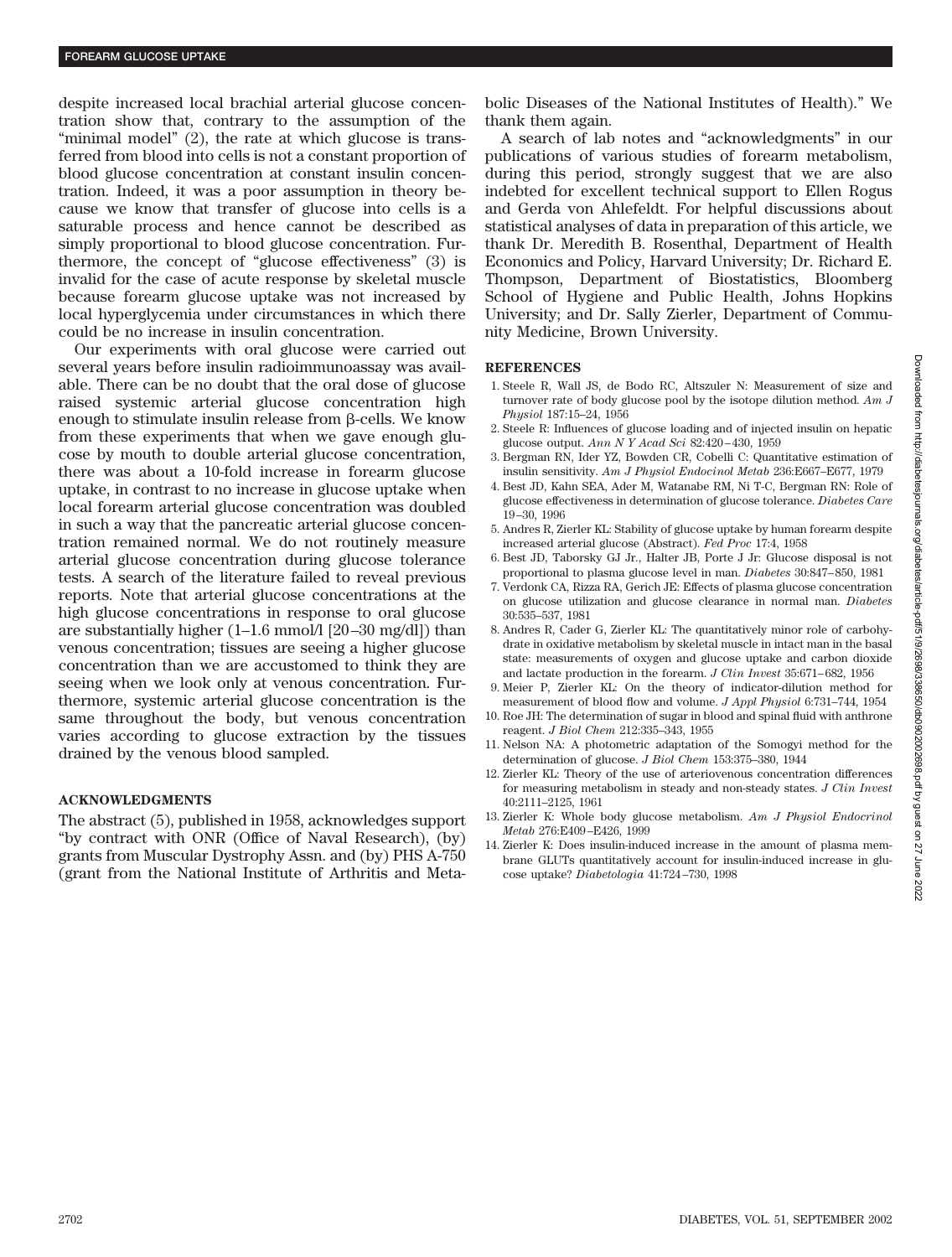despite increased local brachial arterial glucose concentration show that, contrary to the assumption of the "minimal model" (2), the rate at which glucose is transferred from blood into cells is not a constant proportion of blood glucose concentration at constant insulin concentration. Indeed, it was a poor assumption in theory because we know that transfer of glucose into cells is a saturable process and hence cannot be described as simply proportional to blood glucose concentration. Furthermore, the concept of "glucose effectiveness" (3) is invalid for the case of acute response by skeletal muscle because forearm glucose uptake was not increased by local hyperglycemia under circumstances in which there could be no increase in insulin concentration.

Our experiments with oral glucose were carried out several years before insulin radioimmunoassay was available. There can be no doubt that the oral dose of glucose raised systemic arterial glucose concentration high enough to stimulate insulin release from β-cells. We know from these experiments that when we gave enough glucose by mouth to double arterial glucose concentration, there was about a 10-fold increase in forearm glucose uptake, in contrast to no increase in glucose uptake when local forearm arterial glucose concentration was doubled in such a way that the pancreatic arterial glucose concentration remained normal. We do not routinely measure arterial glucose concentration during glucose tolerance tests. A search of the literature failed to reveal previous reports. Note that arterial glucose concentrations at the high glucose concentrations in response to oral glucose are substantially higher (1–1.6 mmol/l [20–30 mg/dl]) than venous concentration; tissues are seeing a higher glucose concentration than we are accustomed to think they are seeing when we look only at venous concentration. Furthermore, systemic arterial glucose concentration is the same throughout the body, but venous concentration varies according to glucose extraction by the tissues drained by the venous blood sampled.

## ACKNOWLEDGMENTS

The abstract (5), published in 1958, acknowledges support "by contract with ONR (Office of Naval Research), (by) grants from Muscular Dystrophy Assn. and (by) PHS A-750 (grant from the National Institute of Arthritis and Metabolic Diseases of the National Institutes of Health)." We thank them again.

A search of lab notes and "acknowledgments" in our publications of various studies of forearm metabolism, during this period, strongly suggest that we are also indebted for excellent technical support to Ellen Rogus and Gerda von Ahlefeldt. For helpful discussions about statistical analyses of data in preparation of this article, we thank Dr. Meredith B. Rosenthal, Department of Health Economics and Policy, Harvard University; Dr. Richard E. Thompson, Department of Biostatistics, Bloomberg School of Hygiene and Public Health, Johns Hopkins University; and Dr. Sally Zierler, Department of Community Medicine, Brown University.

## REFERENCES

1. Steele R, Wall JS, de Bodo RC, Altszuler N: Measurement of size and turnover rate of body glucose pool by the isotope dilution method. *Am J Physiol* 187:15–24, 1956
2. Steele R: Influences of glucose loading and of injected insulin on hepatic glucose output. *Ann N Y Acad Sci* 82:420–430, 1959
3. Bergman RN, Ider YZ, Bowden CR, Cobelli C: Quantitative estimation of insulin sensitivity. *Am J Physiol Endocinol Metab* 236:E667–E677, 1979
4. Best JD, Kahn SEA, Ader M, Watanabe RM, Ni T-C, Bergman RN: Role of glucose effectiveness in determination of glucose tolerance. *Diabetes Care* 19–30, 1996
5. Andres R, Zierler KL: Stability of glucose uptake by human forearm despite increased arterial glucose (Abstract). *Fed Proc* 17:4, 1958
6. Best JD, Taborsky GJ Jr., Halter JB, Porte J Jr: Glucose disposal is not proportional to plasma glucose level in man. *Diabetes* 30:847–850, 1981
7. Verdonk CA, Rizza RA, Gerich JE: Effects of plasma glucose concentration on glucose utilization and glucose clearance in normal man. *Diabetes* 30:535–537, 1981
8. Andres R, Cader G, Zierler KL: The quantitatively minor role of carbohydrate in oxidative metabolism by skeletal muscle in intact man in the basal state: measurements of oxygen and glucose uptake and carbon dioxide and lactate production in the forearm. *J Clin Invest* 35:671–682, 1956
9. Meier P, Zierler KL: On the theory of indicator-dilution method for measurement of blood flow and volume. *J Appl Physiol* 6:731–744, 1954
10. Roe JH: The determination of sugar in blood and spinal fluid with anthrone reagent. *J Biol Chem* 212:335–343, 1955
11. Nelson NA: A photometric adaptation of the Somogyi method for the determination of glucose. *J Biol Chem* 153:375–380, 1944
12. Zierler KL: Theory of the use of arteriovenous concentration differences for measuring metabolism in steady and non-steady states. *J Clin Invest* 40:2111–2125, 1961
13. Zierler K: Whole body glucose metabolism. *Am J Physiol Endocrinol Metab* 276:E409–E426, 1999
14. Zierler K: Does insulin-induced increase in the amount of plasma membrane GLUTs quantitatively account for insulin-induced increase in glucose uptake? *Diabetologia* 41:724–730, 1998